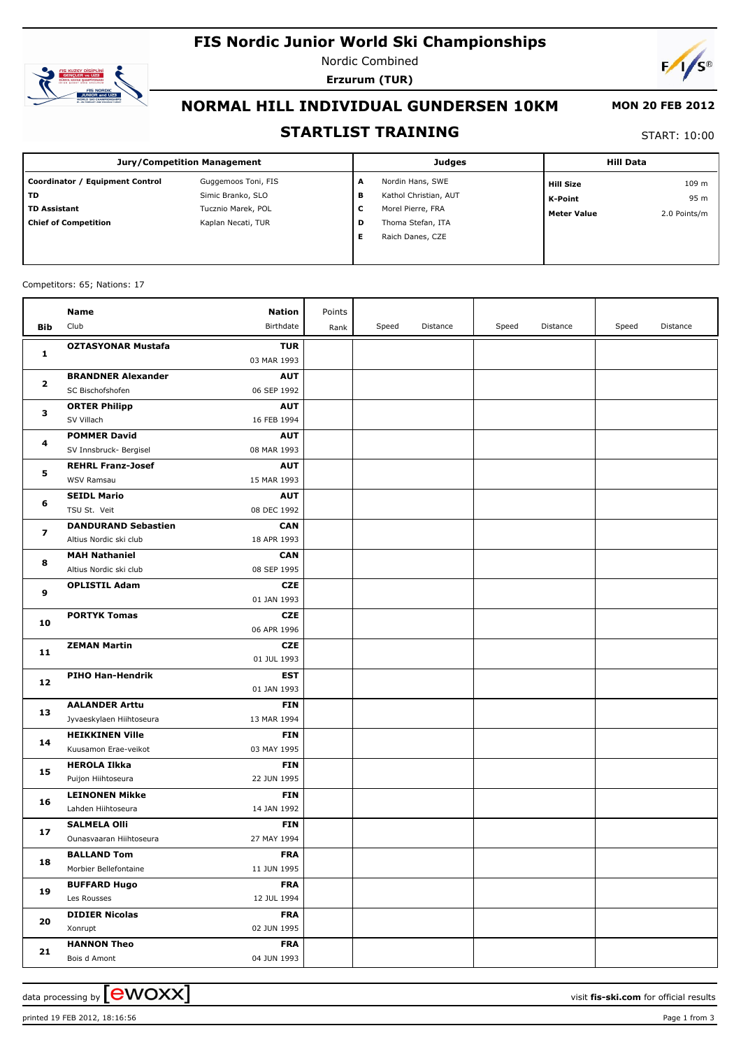# FIS Nordic Junior World Ski Championships

Nordic Combined

**Erzurum (TUR)**

## NORMAL HILL INDIVIDUAL GUNDERSEN 10KM

**MON 20 FEB 2012**

## STARTLIST TRAINING

START: 10:00

| Jury/Competition Management | | Judges | | Hill Data | |
|---|---|---|---|---|---|
| **Coordinator / Equipment Control** | Guggemoos Toni, FIS | **A** | Nordin Hans, SWE | **Hill Size** | 109 m |
| **TD** | Simic Branko, SLO | **B** | Kathol Christian, AUT | **K-Point** | 95 m |
| **TD Assistant** | Tucznio Marek, POL | **C** | Morel Pierre, FRA | **Meter Value** | 2.0 Points/m |
| **Chief of Competition** | Kaplan Necati, TUR | **D** | Thoma Stefan, ITA | | |
| | | **E** | Raich Danes, CZE | | |

Competitors: 65; Nations: 17

| Bib | Name / Club | Nation / Birthdate | Points / Rank | Speed | Distance | Speed | Distance | Speed | Distance |
|---|---|---|---|---|---|---|---|---|---|
| **1** | **OZTASYONAR Mustafa** | **TUR** 03 MAR 1993 | | | | | | | |
| **2** | **BRANDNER Alexander** SC Bischofshofen | **AUT** 06 SEP 1992 | | | | | | | |
| **3** | **ORTER Philipp** SV Villach | **AUT** 16 FEB 1994 | | | | | | | |
| **4** | **POMMER David** SV Innsbruck- Bergisel | **AUT** 08 MAR 1993 | | | | | | | |
| **5** | **REHRL Franz-Josef** WSV Ramsau | **AUT** 15 MAR 1993 | | | | | | | |
| **6** | **SEIDL Mario** TSU St. Veit | **AUT** 08 DEC 1992 | | | | | | | |
| **7** | **DANDURAND Sebastien** Altius Nordic ski club | **CAN** 18 APR 1993 | | | | | | | |
| **8** | **MAH Nathaniel** Altius Nordic ski club | **CAN** 08 SEP 1995 | | | | | | | |
| **9** | **OPLISTIL Adam** | **CZE** 01 JAN 1993 | | | | | | | |
| **10** | **PORTYK Tomas** | **CZE** 06 APR 1996 | | | | | | | |
| **11** | **ZEMAN Martin** | **CZE** 01 JUL 1993 | | | | | | | |
| **12** | **PIHO Han-Hendrik** | **EST** 01 JAN 1993 | | | | | | | |
| **13** | **AALANDER Arttu** Jyvaeskylaen Hiihtoseura | **FIN** 13 MAR 1994 | | | | | | | |
| **14** | **HEIKKINEN Ville** Kuusamon Erae-veikot | **FIN** 03 MAY 1995 | | | | | | | |
| **15** | **HEROLA Ilkka** Puijon Hiihtoseura | **FIN** 22 JUN 1995 | | | | | | | |
| **16** | **LEINONEN Mikke** Lahden Hiihtoseura | **FIN** 14 JAN 1992 | | | | | | | |
| **17** | **SALMELA Olli** Ounasvaaran Hiihtoseura | **FIN** 27 MAY 1994 | | | | | | | |
| **18** | **BALLAND Tom** Morbier Bellefontaine | **FRA** 11 JUN 1995 | | | | | | | |
| **19** | **BUFFARD Hugo** Les Rousses | **FRA** 12 JUL 1994 | | | | | | | |
| **20** | **DIDIER Nicolas** Xonrupt | **FRA** 02 JUN 1995 | | | | | | | |
| **21** | **HANNON Theo** Bois d Amont | **FRA** 04 JUN 1993 | | | | | | | |

data processing by ewoxx — visit **fis-ski.com** for official results

printed 19 FEB 2012, 18:16:56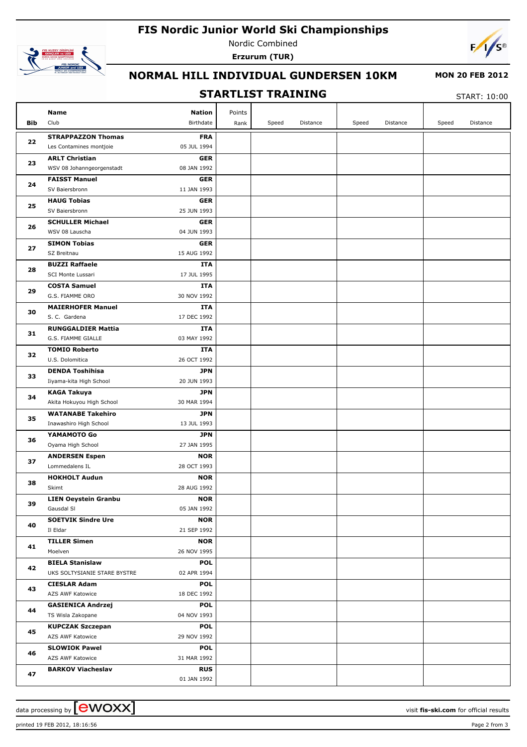# FIS Nordic Junior World Ski Championships

Nordic Combined

**Erzurum (TUR)**

## NORMAL HILL INDIVIDUAL GUNDERSEN 10KM

**MON 20 FEB 2012**

## STARTLIST TRAINING

START: 10:00

| Bib | Name<br>Club | Nation<br>Birthdate | Points<br>Rank | Speed | Distance | Speed | Distance | Speed | Distance |
|---|---|---|---|---|---|---|---|---|---|
| 22 | **STRAPPAZZON Thomas**<br>Les Contamines montjoie | **FRA**<br>05 JUL 1994 | | | | | | | |
| 23 | **ARLT Christian**<br>WSV 08 Johanngeorgenstadt | **GER**<br>08 JAN 1992 | | | | | | | |
| 24 | **FAISST Manuel**<br>SV Baiersbronn | **GER**<br>11 JAN 1993 | | | | | | | |
| 25 | **HAUG Tobias**<br>SV Baiersbronn | **GER**<br>25 JUN 1993 | | | | | | | |
| 26 | **SCHULLER Michael**<br>WSV 08 Lauscha | **GER**<br>04 JUN 1993 | | | | | | | |
| 27 | **SIMON Tobias**<br>SZ Breitnau | **GER**<br>15 AUG 1992 | | | | | | | |
| 28 | **BUZZI Raffaele**<br>SCI Monte Lussari | **ITA**<br>17 JUL 1995 | | | | | | | |
| 29 | **COSTA Samuel**<br>G.S. FIAMME ORO | **ITA**<br>30 NOV 1992 | | | | | | | |
| 30 | **MAIERHOFER Manuel**<br>S. C. Gardena | **ITA**<br>17 DEC 1992 | | | | | | | |
| 31 | **RUNGGALDIER Mattia**<br>G.S. FIAMME GIALLE | **ITA**<br>03 MAY 1992 | | | | | | | |
| 32 | **TOMIO Roberto**<br>U.S. Dolomitica | **ITA**<br>26 OCT 1992 | | | | | | | |
| 33 | **DENDA Toshihisa**<br>Iiyama-kita High School | **JPN**<br>20 JUN 1993 | | | | | | | |
| 34 | **KAGA Takuya**<br>Akita Hokuyou High School | **JPN**<br>30 MAR 1994 | | | | | | | |
| 35 | **WATANABE Takehiro**<br>Inawashiro High School | **JPN**<br>13 JUL 1993 | | | | | | | |
| 36 | **YAMAMOTO Go**<br>Oyama High School | **JPN**<br>27 JAN 1995 | | | | | | | |
| 37 | **ANDERSEN Espen**<br>Lommedalens IL | **NOR**<br>28 OCT 1993 | | | | | | | |
| 38 | **HOKHOLT Audun**<br>Skimt | **NOR**<br>28 AUG 1992 | | | | | | | |
| 39 | **LIEN Oeystein Granbu**<br>Gausdal SI | **NOR**<br>05 JAN 1992 | | | | | | | |
| 40 | **SOETVIK Sindre Ure**<br>Il Eldar | **NOR**<br>21 SEP 1992 | | | | | | | |
| 41 | **TILLER Simen**<br>Moelven | **NOR**<br>26 NOV 1995 | | | | | | | |
| 42 | **BIELA Stanislaw**<br>UKS SOLTYSIANIE STARE BYSTRE | **POL**<br>02 APR 1994 | | | | | | | |
| 43 | **CIESLAR Adam**<br>AZS AWF Katowice | **POL**<br>18 DEC 1992 | | | | | | | |
| 44 | **GASIENICA Andrzej**<br>TS Wisla Zakopane | **POL**<br>04 NOV 1993 | | | | | | | |
| 45 | **KUPCZAK Szczepan**<br>AZS AWF Katowice | **POL**<br>29 NOV 1992 | | | | | | | |
| 46 | **SLOWIOK Pawel**<br>AZS AWF Katowice | **POL**<br>31 MAR 1992 | | | | | | | |
| 47 | **BARKOV Viacheslav** | **RUS**<br>01 JAN 1992 | | | | | | | |

data processing by ewoxx — visit **fis-ski.com** for official results

printed 19 FEB 2012, 18:16:56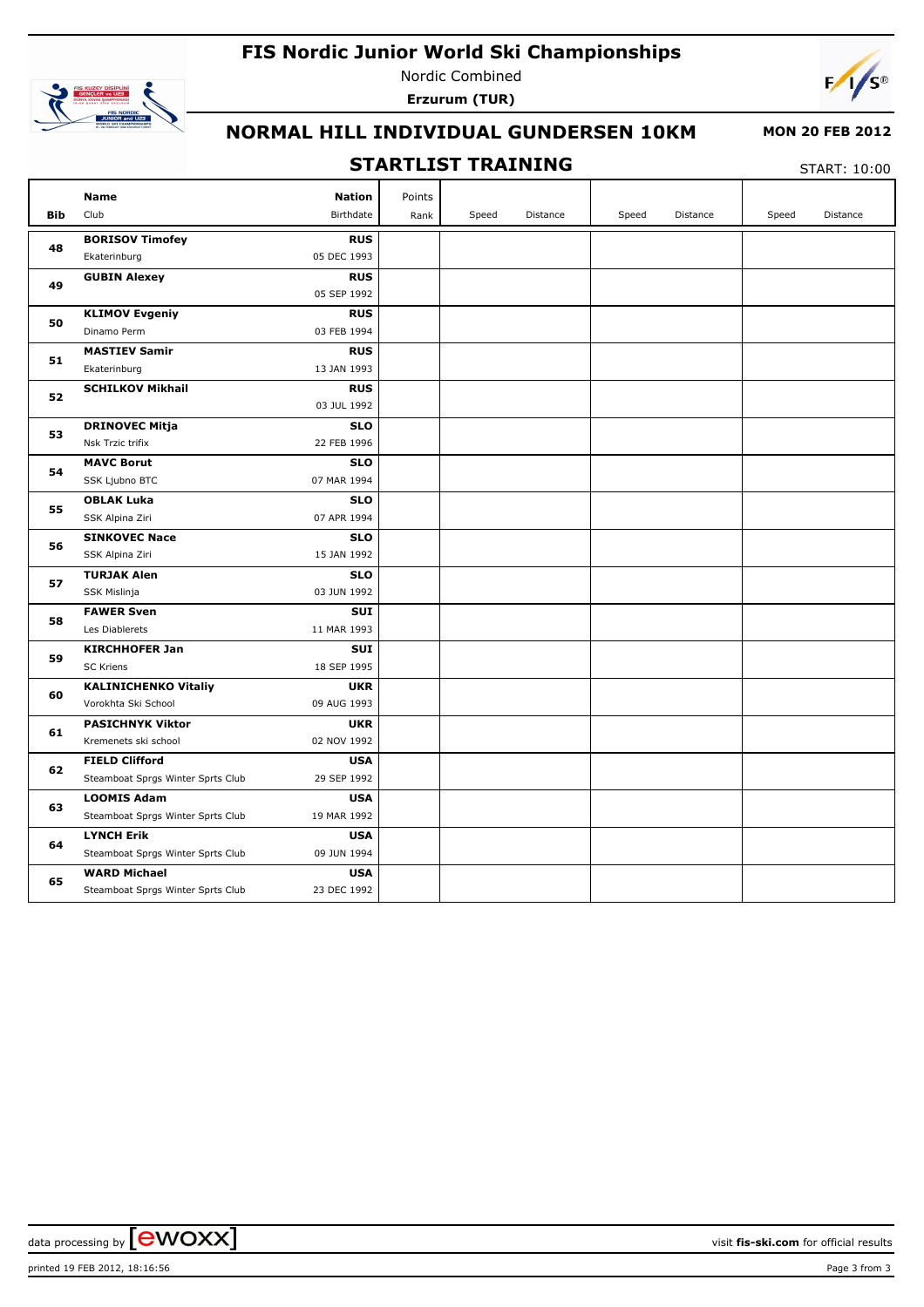# FIS Nordic Junior World Ski Championships

Nordic Combined

**Erzurum (TUR)**

## NORMAL HILL INDIVIDUAL GUNDERSEN 10KM

**MON 20 FEB 2012**

## STARTLIST TRAINING

START: 10:00

| Bib | Name / Club | Nation / Birthdate | Points / Rank | Speed | Distance | Speed | Distance | Speed | Distance |
|---|---|---|---|---|---|---|---|---|---|
| 48 | **BORISOV Timofey**<br>Ekaterinburg | **RUS**<br>05 DEC 1993 | | | | | | | |
| 49 | **GUBIN Alexey** | **RUS**<br>05 SEP 1992 | | | | | | | |
| 50 | **KLIMOV Evgeniy**<br>Dinamo Perm | **RUS**<br>03 FEB 1994 | | | | | | | |
| 51 | **MASTIEV Samir**<br>Ekaterinburg | **RUS**<br>13 JAN 1993 | | | | | | | |
| 52 | **SCHILKOV Mikhail** | **RUS**<br>03 JUL 1992 | | | | | | | |
| 53 | **DRINOVEC Mitja**<br>Nsk Trzic trifix | **SLO**<br>22 FEB 1996 | | | | | | | |
| 54 | **MAVC Borut**<br>SSK Ljubno BTC | **SLO**<br>07 MAR 1994 | | | | | | | |
| 55 | **OBLAK Luka**<br>SSK Alpina Ziri | **SLO**<br>07 APR 1994 | | | | | | | |
| 56 | **SINKOVEC Nace**<br>SSK Alpina Ziri | **SLO**<br>15 JAN 1992 | | | | | | | |
| 57 | **TURJAK Alen**<br>SSK Mislinja | **SLO**<br>03 JUN 1992 | | | | | | | |
| 58 | **FAWER Sven**<br>Les Diablerets | **SUI**<br>11 MAR 1993 | | | | | | | |
| 59 | **KIRCHHOFER Jan**<br>SC Kriens | **SUI**<br>18 SEP 1995 | | | | | | | |
| 60 | **KALINICHENKO Vitaliy**<br>Vorokhta Ski School | **UKR**<br>09 AUG 1993 | | | | | | | |
| 61 | **PASICHNYK Viktor**<br>Kremenets ski school | **UKR**<br>02 NOV 1992 | | | | | | | |
| 62 | **FIELD Clifford**<br>Steamboat Sprgs Winter Sprts Club | **USA**<br>29 SEP 1992 | | | | | | | |
| 63 | **LOOMIS Adam**<br>Steamboat Sprgs Winter Sprts Club | **USA**<br>19 MAR 1992 | | | | | | | |
| 64 | **LYNCH Erik**<br>Steamboat Sprgs Winter Sprts Club | **USA**<br>09 JUN 1994 | | | | | | | |
| 65 | **WARD Michael**<br>Steamboat Sprgs Winter Sprts Club | **USA**<br>23 DEC 1992 | | | | | | | |

data processing by ewoxx — visit **fis-ski.com** for official results

printed 19 FEB 2012, 18:16:56